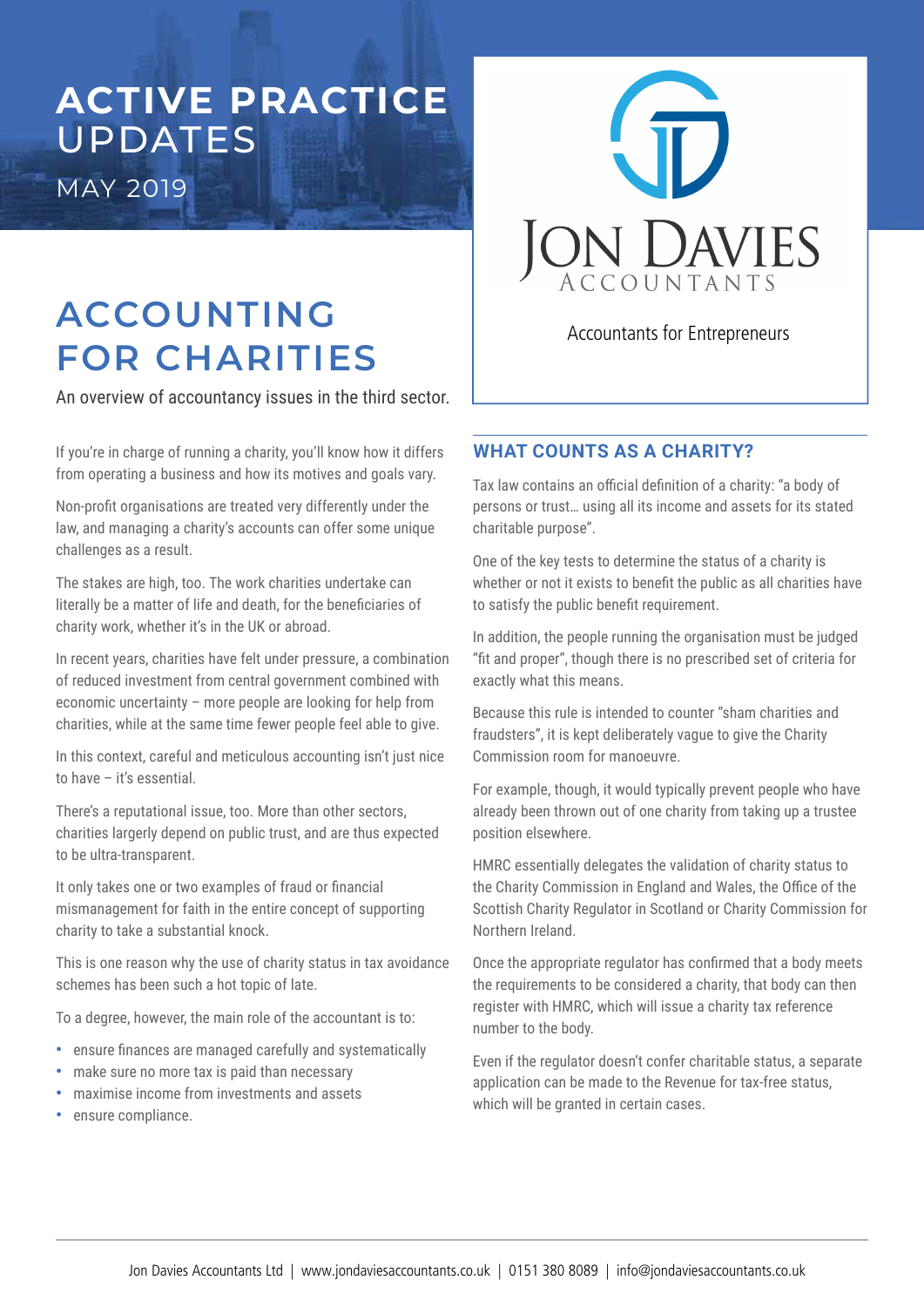# ACTIVE PRACTICE UPDATES

MAY 2019

JON DAVIES ACCOUNTANTS

Accountants for Entrepreneurs

## ACCOUNTING FOR CHARITIES

An overview of accountancy issues in the third sector.

If you're in charge of running a charity, you'll know how it differs from operating a business and how its motives and goals vary.

Non-profit organisations are treated very differently under the law, and managing a charity's accounts can offer some unique challenges as a result.

The stakes are high, too. The work charities undertake can literally be a matter of life and death, for the beneficiaries of charity work, whether it's in the UK or abroad.

In recent years, charities have felt under pressure, a combination of reduced investment from central government combined with economic uncertainty – more people are looking for help from charities, while at the same time fewer people feel able to give.

In this context, careful and meticulous accounting isn't just nice to have – it's essential.

There's a reputational issue, too. More than other sectors, charities largely depend on public trust, and are thus expected to be ultra-transparent.

It only takes one or two examples of fraud or financial mismanagement for faith in the entire concept of supporting charity to take a substantial knock.

This is one reason why the use of charity status in tax avoidance schemes has been such a hot topic of late.

To a degree, however, the main role of the accountant is to:

- ensure finances are managed carefully and systematically
- make sure no more tax is paid than necessary
- maximise income from investments and assets
- ensure compliance.

### WHAT COUNTS AS A CHARITY?

Tax law contains an official definition of a charity: "a body of persons or trust… using all its income and assets for its stated charitable purpose".

One of the key tests to determine the status of a charity is whether or not it exists to benefit the public as all charities have to satisfy the public benefit requirement.

In addition, the people running the organisation must be judged "fit and proper", though there is no prescribed set of criteria for exactly what this means.

Because this rule is intended to counter "sham charities and fraudsters", it is kept deliberately vague to give the Charity Commission room for manoeuvre.

For example, though, it would typically prevent people who have already been thrown out of one charity from taking up a trustee position elsewhere.

HMRC essentially delegates the validation of charity status to the Charity Commission in England and Wales, the Office of the Scottish Charity Regulator in Scotland or Charity Commission for Northern Ireland.

Once the appropriate regulator has confirmed that a body meets the requirements to be considered a charity, that body can then register with HMRC, which will issue a charity tax reference number to the body.

Even if the regulator doesn't confer charitable status, a separate application can be made to the Revenue for tax-free status, which will be granted in certain cases.

Jon Davies Accountants Ltd | www.jondaviesaccountants.co.uk | 0151 380 8089 | info@jondaviesaccountants.co.uk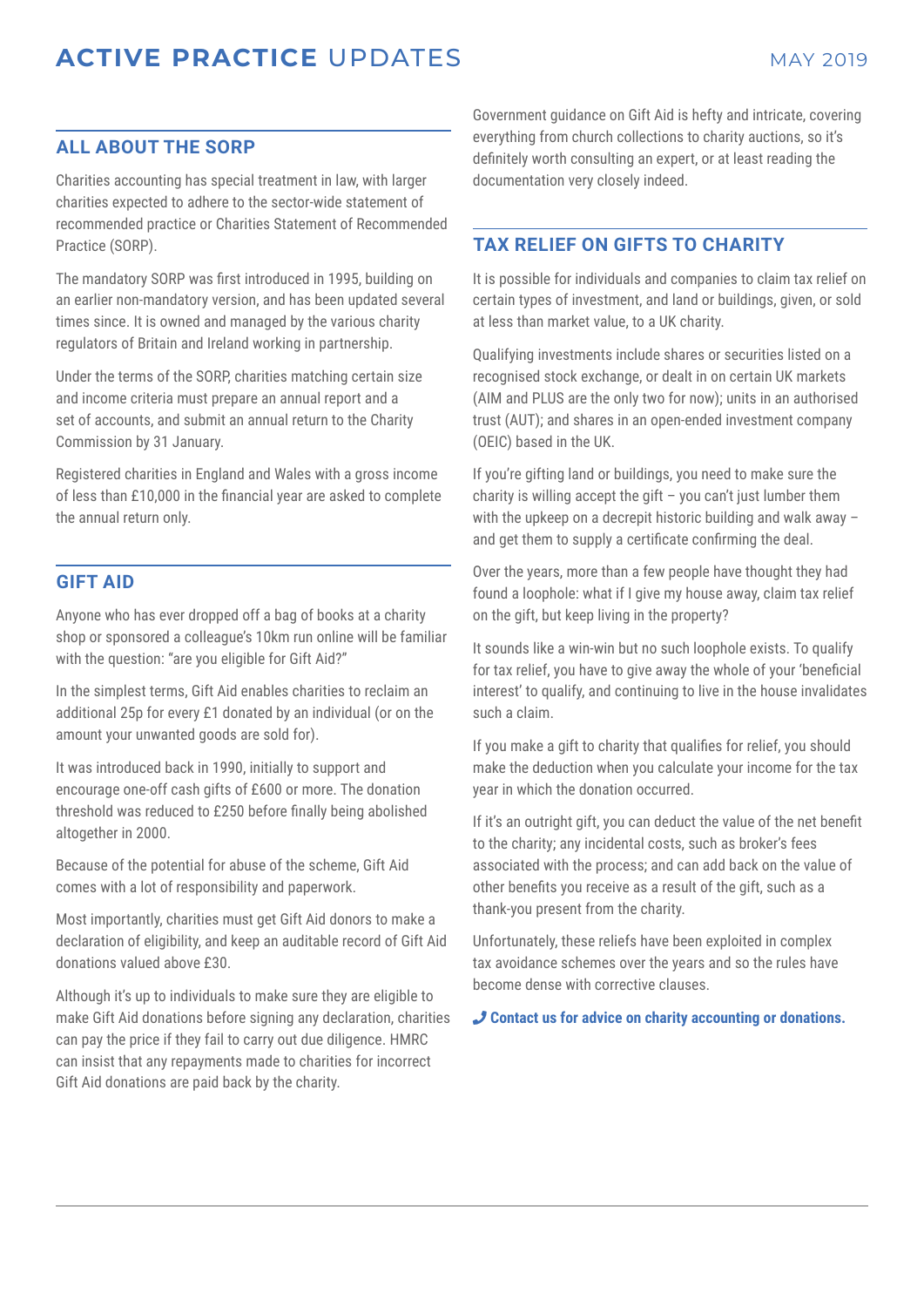## ALL ABOUT THE SORP

Charities accounting has special treatment in law, with larger charities expected to adhere to the sector-wide statement of recommended practice or Charities Statement of Recommended Practice (SORP).

The mandatory SORP was first introduced in 1995, building on an earlier non-mandatory version, and has been updated several times since. It is owned and managed by the various charity regulators of Britain and Ireland working in partnership.

Under the terms of the SORP, charities matching certain size and income criteria must prepare an annual report and a set of accounts, and submit an annual return to the Charity Commission by 31 January.

Registered charities in England and Wales with a gross income of less than £10,000 in the financial year are asked to complete the annual return only.

## GIFT AID

Anyone who has ever dropped off a bag of books at a charity shop or sponsored a colleague's 10km run online will be familiar with the question: "are you eligible for Gift Aid?"

In the simplest terms, Gift Aid enables charities to reclaim an additional 25p for every £1 donated by an individual (or on the amount your unwanted goods are sold for).

It was introduced back in 1990, initially to support and encourage one-off cash gifts of £600 or more. The donation threshold was reduced to £250 before finally being abolished altogether in 2000.

Because of the potential for abuse of the scheme, Gift Aid comes with a lot of responsibility and paperwork.

Most importantly, charities must get Gift Aid donors to make a declaration of eligibility, and keep an auditable record of Gift Aid donations valued above £30.

Although it's up to individuals to make sure they are eligible to make Gift Aid donations before signing any declaration, charities can pay the price if they fail to carry out due diligence. HMRC can insist that any repayments made to charities for incorrect Gift Aid donations are paid back by the charity.

Government guidance on Gift Aid is hefty and intricate, covering everything from church collections to charity auctions, so it's definitely worth consulting an expert, or at least reading the documentation very closely indeed.

## TAX RELIEF ON GIFTS TO CHARITY

It is possible for individuals and companies to claim tax relief on certain types of investment, and land or buildings, given, or sold at less than market value, to a UK charity.

Qualifying investments include shares or securities listed on a recognised stock exchange, or dealt in on certain UK markets (AIM and PLUS are the only two for now); units in an authorised trust (AUT); and shares in an open-ended investment company (OEIC) based in the UK.

If you're gifting land or buildings, you need to make sure the charity is willing accept the gift – you can't just lumber them with the upkeep on a decrepit historic building and walk away – and get them to supply a certificate confirming the deal.

Over the years, more than a few people have thought they had found a loophole: what if I give my house away, claim tax relief on the gift, but keep living in the property?

It sounds like a win-win but no such loophole exists. To qualify for tax relief, you have to give away the whole of your 'beneficial interest' to qualify, and continuing to live in the house invalidates such a claim.

If you make a gift to charity that qualifies for relief, you should make the deduction when you calculate your income for the tax year in which the donation occurred.

If it's an outright gift, you can deduct the value of the net benefit to the charity; any incidental costs, such as broker's fees associated with the process; and can add back on the value of other benefits you receive as a result of the gift, such as a thank-you present from the charity.

Unfortunately, these reliefs have been exploited in complex tax avoidance schemes over the years and so the rules have become dense with corrective clauses.

**Contact us for advice on charity accounting or donations.**